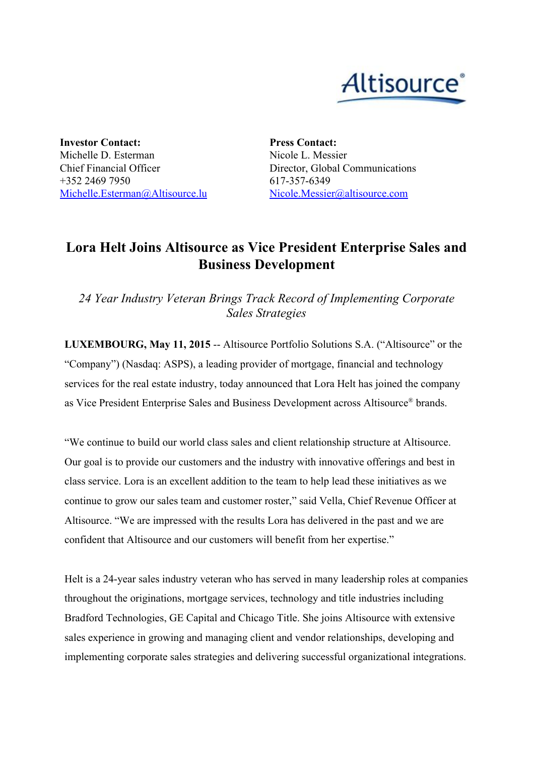Altisource®

**Investor Contact:**
Michelle D. Esterman
Chief Financial Officer
+352 2469 7950
Michelle.Esterman@Altisource.lu

**Press Contact:**
Nicole L. Messier
Director, Global Communications
617-357-6349
Nicole.Messier@altisource.com

# Lora Helt Joins Altisource as Vice President Enterprise Sales and Business Development

*24 Year Industry Veteran Brings Track Record of Implementing Corporate Sales Strategies*

**LUXEMBOURG, May 11, 2015** -- Altisource Portfolio Solutions S.A. ("Altisource" or the "Company") (Nasdaq: ASPS), a leading provider of mortgage, financial and technology services for the real estate industry, today announced that Lora Helt has joined the company as Vice President Enterprise Sales and Business Development across Altisource® brands.

"We continue to build our world class sales and client relationship structure at Altisource. Our goal is to provide our customers and the industry with innovative offerings and best in class service. Lora is an excellent addition to the team to help lead these initiatives as we continue to grow our sales team and customer roster," said Vella, Chief Revenue Officer at Altisource. "We are impressed with the results Lora has delivered in the past and we are confident that Altisource and our customers will benefit from her expertise."

Helt is a 24-year sales industry veteran who has served in many leadership roles at companies throughout the originations, mortgage services, technology and title industries including Bradford Technologies, GE Capital and Chicago Title. She joins Altisource with extensive sales experience in growing and managing client and vendor relationships, developing and implementing corporate sales strategies and delivering successful organizational integrations.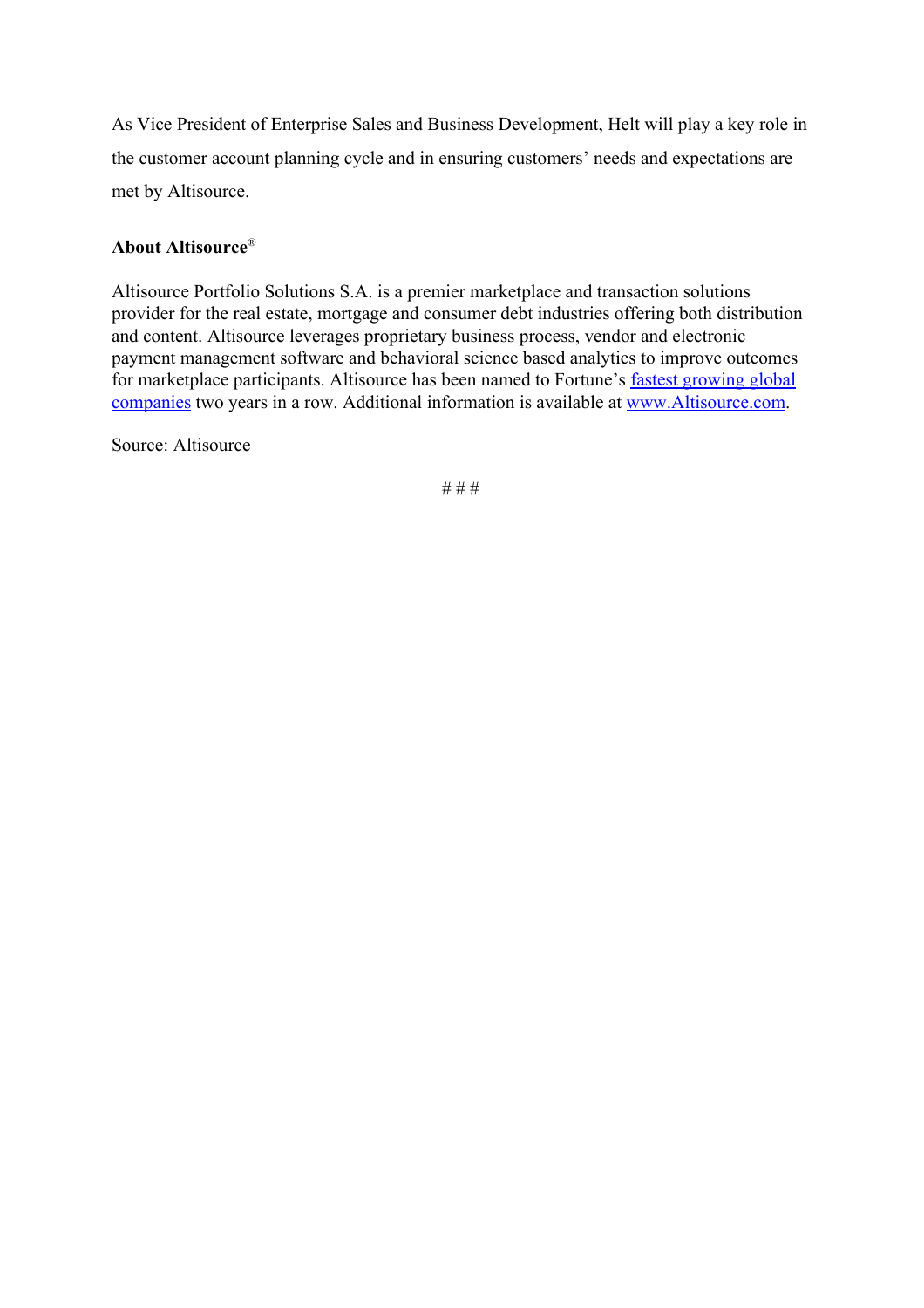As Vice President of Enterprise Sales and Business Development, Helt will play a key role in the customer account planning cycle and in ensuring customers' needs and expectations are met by Altisource.

**About Altisource®**

Altisource Portfolio Solutions S.A. is a premier marketplace and transaction solutions provider for the real estate, mortgage and consumer debt industries offering both distribution and content. Altisource leverages proprietary business process, vendor and electronic payment management software and behavioral science based analytics to improve outcomes for marketplace participants. Altisource has been named to Fortune's fastest growing global companies two years in a row. Additional information is available at www.Altisource.com.

Source: Altisource

# # #